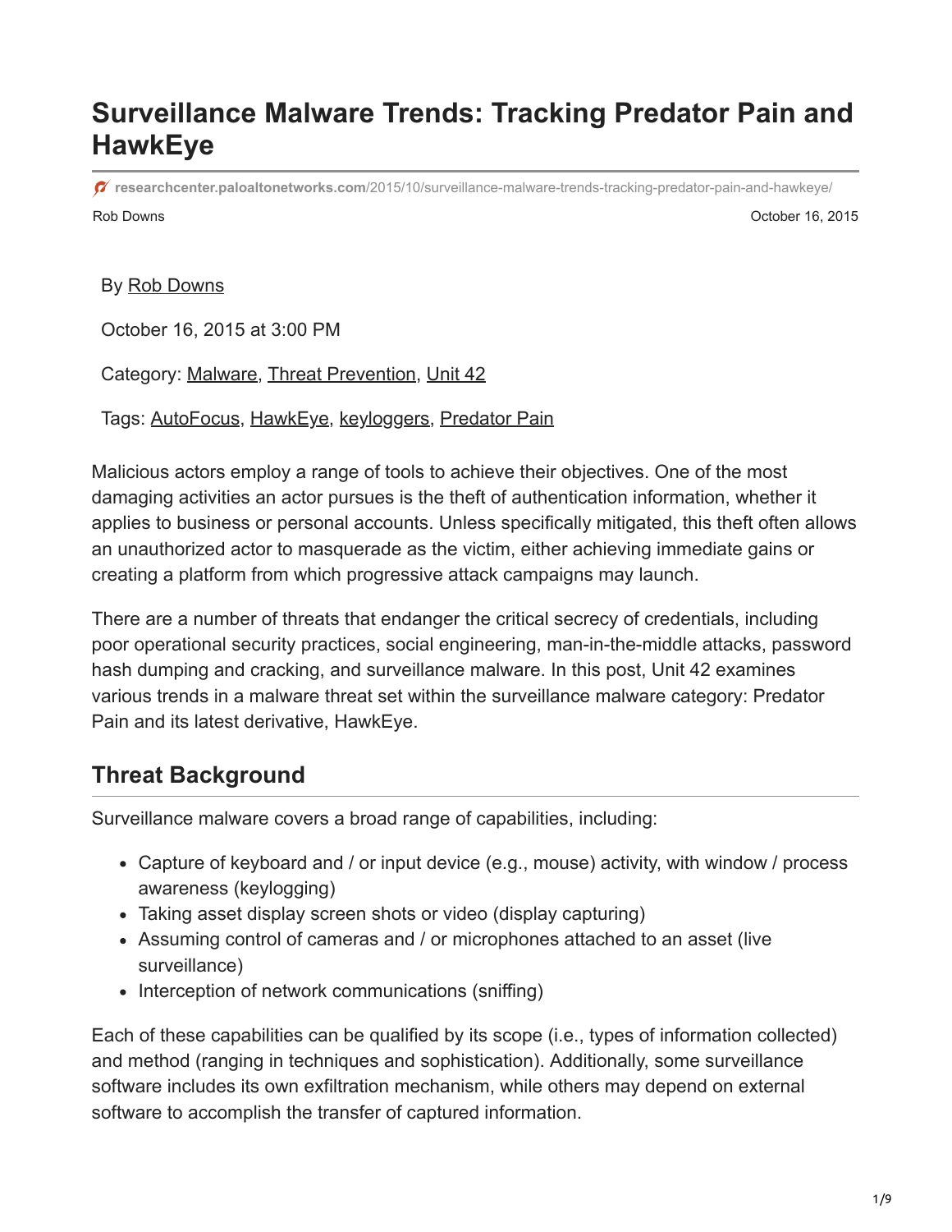# Surveillance Malware Trends: Tracking Predator Pain and HawkEye

researchcenter.paloaltonetworks.com/2015/10/surveillance-malware-trends-tracking-predator-pain-and-hawkeye/

Rob Downs October 16, 2015

By Rob Downs

October 16, 2015 at 3:00 PM

Category: Malware, Threat Prevention, Unit 42

Tags: AutoFocus, HawkEye, keyloggers, Predator Pain

Malicious actors employ a range of tools to achieve their objectives. One of the most damaging activities an actor pursues is the theft of authentication information, whether it applies to business or personal accounts. Unless specifically mitigated, this theft often allows an unauthorized actor to masquerade as the victim, either achieving immediate gains or creating a platform from which progressive attack campaigns may launch.

There are a number of threats that endanger the critical secrecy of credentials, including poor operational security practices, social engineering, man-in-the-middle attacks, password hash dumping and cracking, and surveillance malware. In this post, Unit 42 examines various trends in a malware threat set within the surveillance malware category: Predator Pain and its latest derivative, HawkEye.

## Threat Background

Surveillance malware covers a broad range of capabilities, including:

- Capture of keyboard and / or input device (e.g., mouse) activity, with window / process awareness (keylogging)
- Taking asset display screen shots or video (display capturing)
- Assuming control of cameras and / or microphones attached to an asset (live surveillance)
- Interception of network communications (sniffing)

Each of these capabilities can be qualified by its scope (i.e., types of information collected) and method (ranging in techniques and sophistication). Additionally, some surveillance software includes its own exfiltration mechanism, while others may depend on external software to accomplish the transfer of captured information.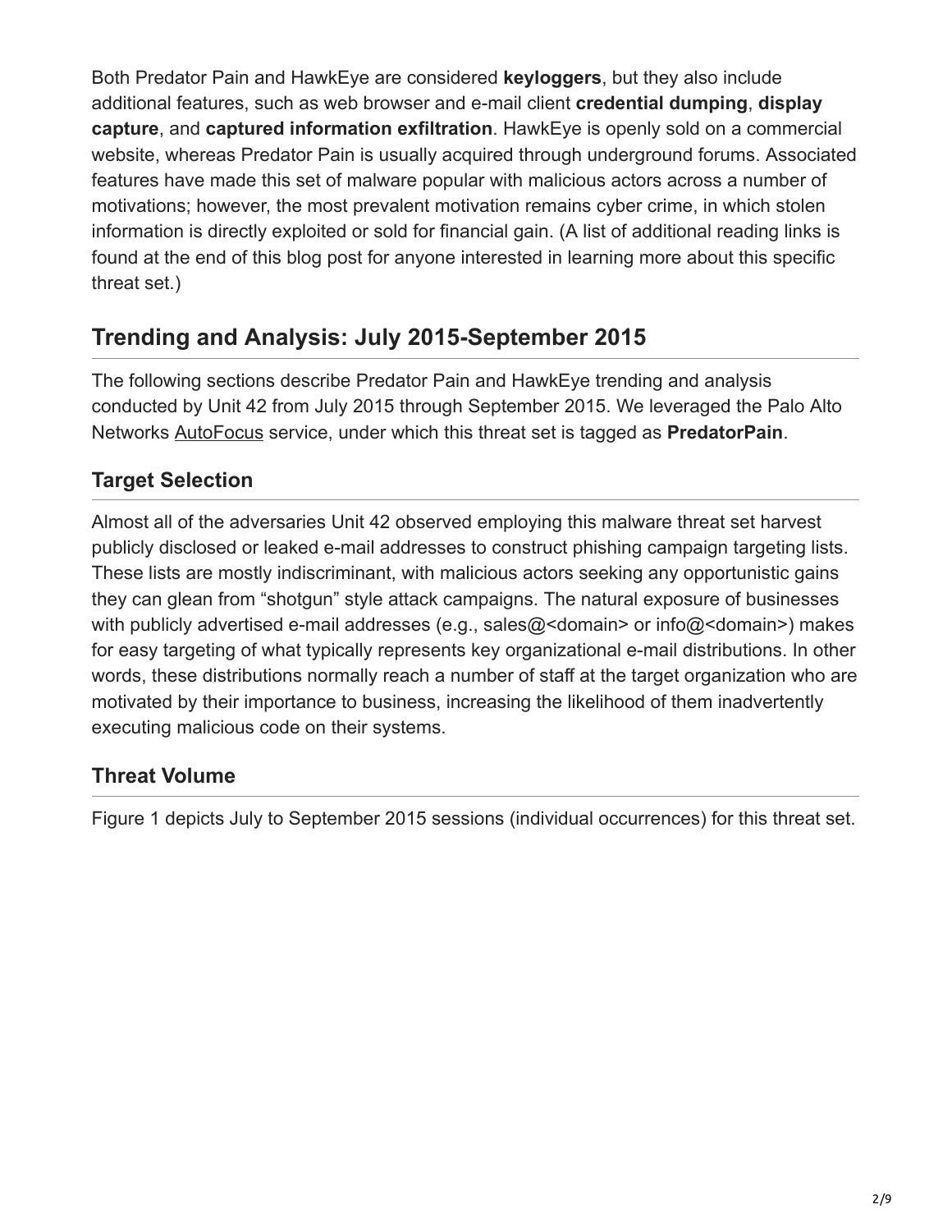Both Predator Pain and HawkEye are considered **keyloggers**, but they also include additional features, such as web browser and e-mail client **credential dumping**, **display capture**, and **captured information exfiltration**. HawkEye is openly sold on a commercial website, whereas Predator Pain is usually acquired through underground forums. Associated features have made this set of malware popular with malicious actors across a number of motivations; however, the most prevalent motivation remains cyber crime, in which stolen information is directly exploited or sold for financial gain. (A list of additional reading links is found at the end of this blog post for anyone interested in learning more about this specific threat set.)

## Trending and Analysis: July 2015-September 2015

The following sections describe Predator Pain and HawkEye trending and analysis conducted by Unit 42 from July 2015 through September 2015. We leveraged the Palo Alto Networks AutoFocus service, under which this threat set is tagged as **PredatorPain**.

### Target Selection

Almost all of the adversaries Unit 42 observed employing this malware threat set harvest publicly disclosed or leaked e-mail addresses to construct phishing campaign targeting lists. These lists are mostly indiscriminant, with malicious actors seeking any opportunistic gains they can glean from "shotgun" style attack campaigns. The natural exposure of businesses with publicly advertised e-mail addresses (e.g., sales@<domain> or info@<domain>) makes for easy targeting of what typically represents key organizational e-mail distributions. In other words, these distributions normally reach a number of staff at the target organization who are motivated by their importance to business, increasing the likelihood of them inadvertently executing malicious code on their systems.

### Threat Volume

Figure 1 depicts July to September 2015 sessions (individual occurrences) for this threat set.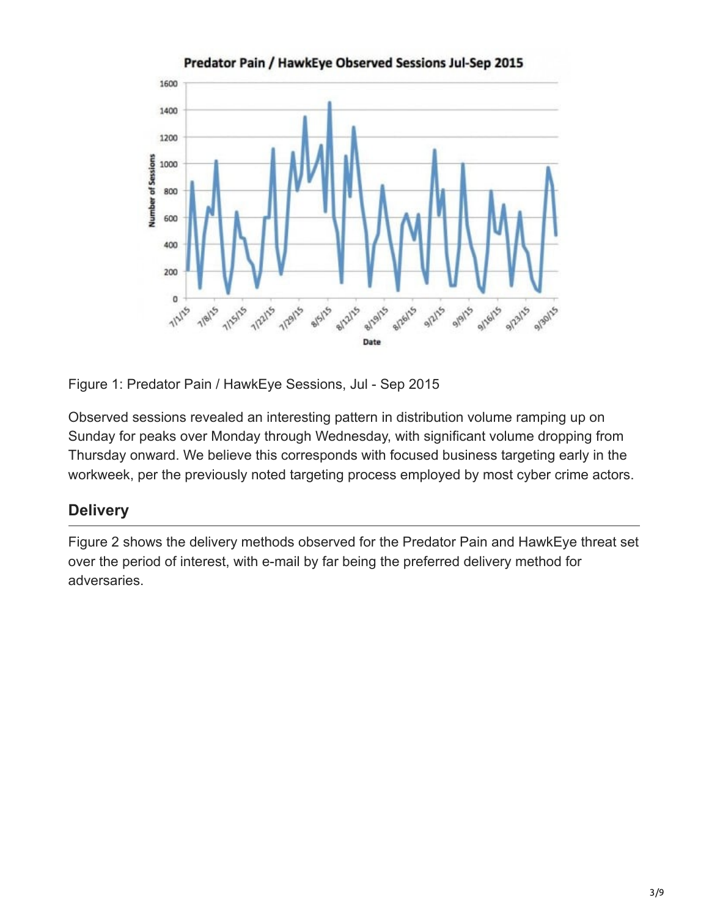Figure 1: Predator Pain / HawkEye Sessions, Jul - Sep 2015

Observed sessions revealed an interesting pattern in distribution volume ramping up on Sunday for peaks over Monday through Wednesday, with significant volume dropping from Thursday onward. We believe this corresponds with focused business targeting early in the workweek, per the previously noted targeting process employed by most cyber crime actors.

## Delivery

Figure 2 shows the delivery methods observed for the Predator Pain and HawkEye threat set over the period of interest, with e-mail by far being the preferred delivery method for adversaries.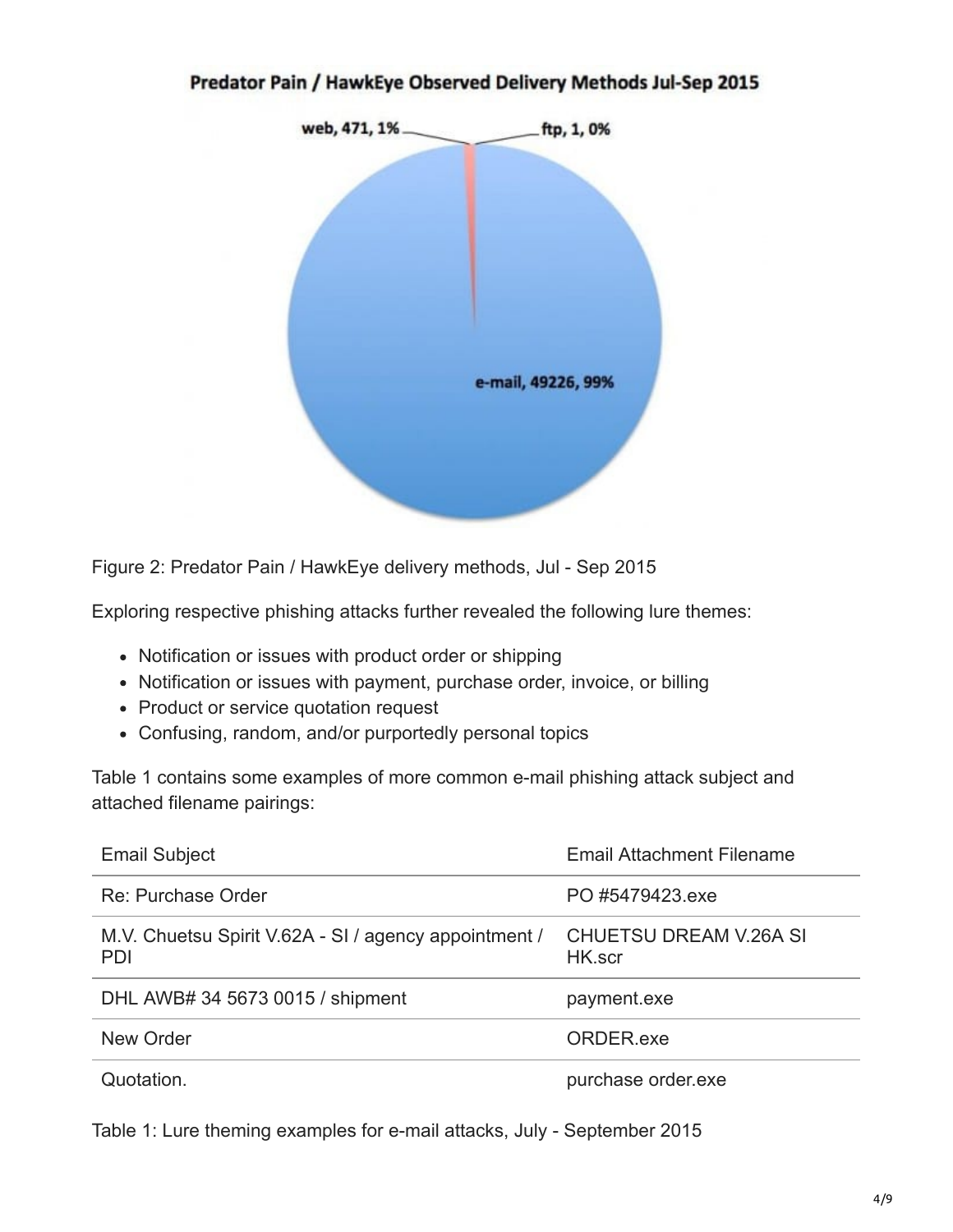Predator Pain / HawkEye Observed Delivery Methods Jul-Sep 2015

web, 471, 1%

ftp, 1, 0%

e-mail, 49226, 99%

Figure 2: Predator Pain / HawkEye delivery methods, Jul - Sep 2015

Exploring respective phishing attacks further revealed the following lure themes:

- Notification or issues with product order or shipping
- Notification or issues with payment, purchase order, invoice, or billing
- Product or service quotation request
- Confusing, random, and/or purportedly personal topics

Table 1 contains some examples of more common e-mail phishing attack subject and attached filename pairings:

| Email Subject | Email Attachment Filename |
|---|---|
| Re: Purchase Order | PO #5479423.exe |
| M.V. Chuetsu Spirit V.62A - SI / agency appointment / PDI | CHUETSU DREAM V.26A SI HK.scr |
| DHL AWB# 34 5673 0015 / shipment | payment.exe |
| New Order | ORDER.exe |
| Quotation. | purchase order.exe |

Table 1: Lure theming examples for e-mail attacks, July - September 2015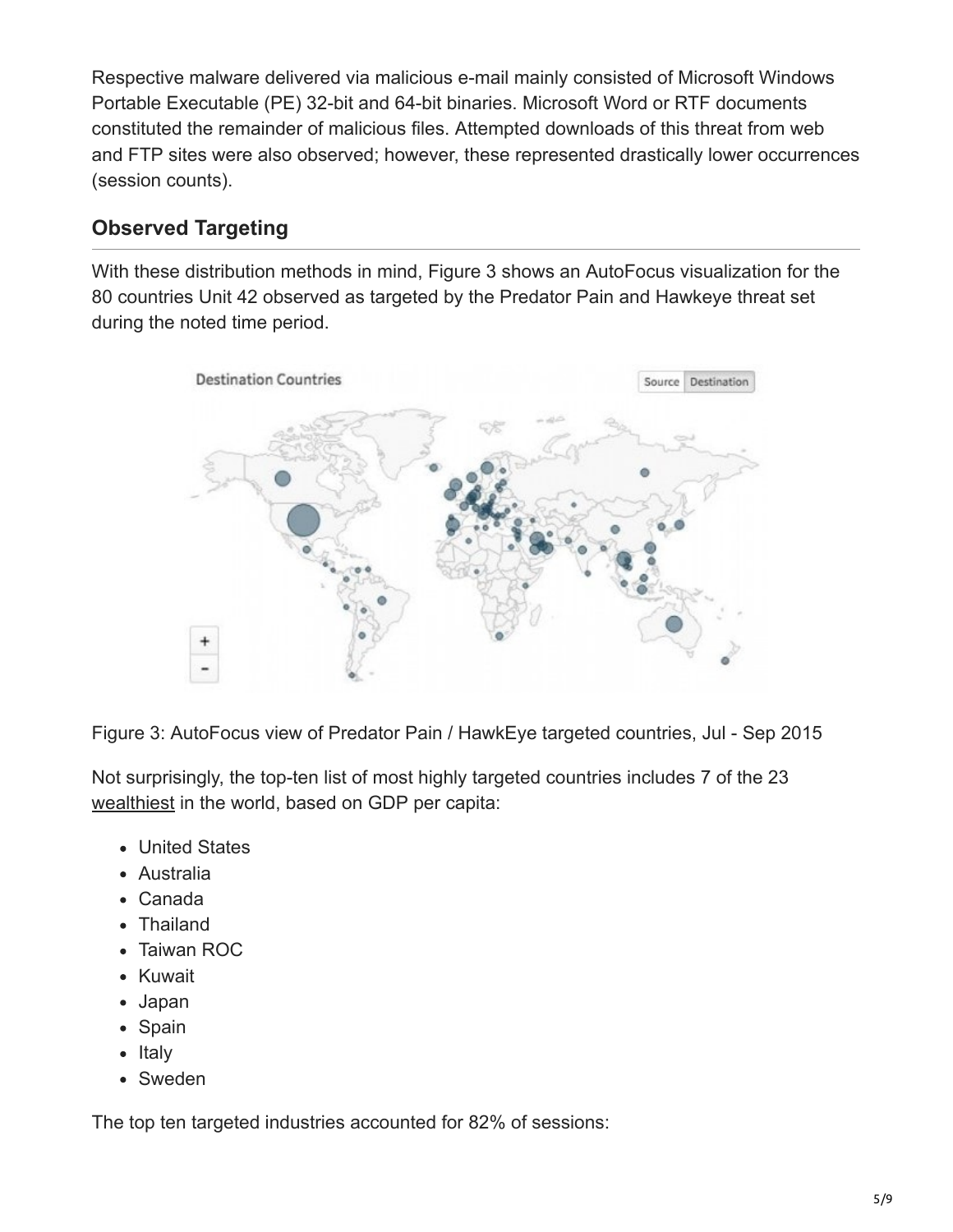Respective malware delivered via malicious e-mail mainly consisted of Microsoft Windows Portable Executable (PE) 32-bit and 64-bit binaries. Microsoft Word or RTF documents constituted the remainder of malicious files. Attempted downloads of this threat from web and FTP sites were also observed; however, these represented drastically lower occurrences (session counts).

## Observed Targeting

With these distribution methods in mind, Figure 3 shows an AutoFocus visualization for the 80 countries Unit 42 observed as targeted by the Predator Pain and Hawkeye threat set during the noted time period.

Figure 3: AutoFocus view of Predator Pain / HawkEye targeted countries, Jul - Sep 2015

Not surprisingly, the top-ten list of most highly targeted countries includes 7 of the 23 wealthiest in the world, based on GDP per capita:

- United States
- Australia
- Canada
- Thailand
- Taiwan ROC
- Kuwait
- Japan
- Spain
- Italy
- Sweden

The top ten targeted industries accounted for 82% of sessions: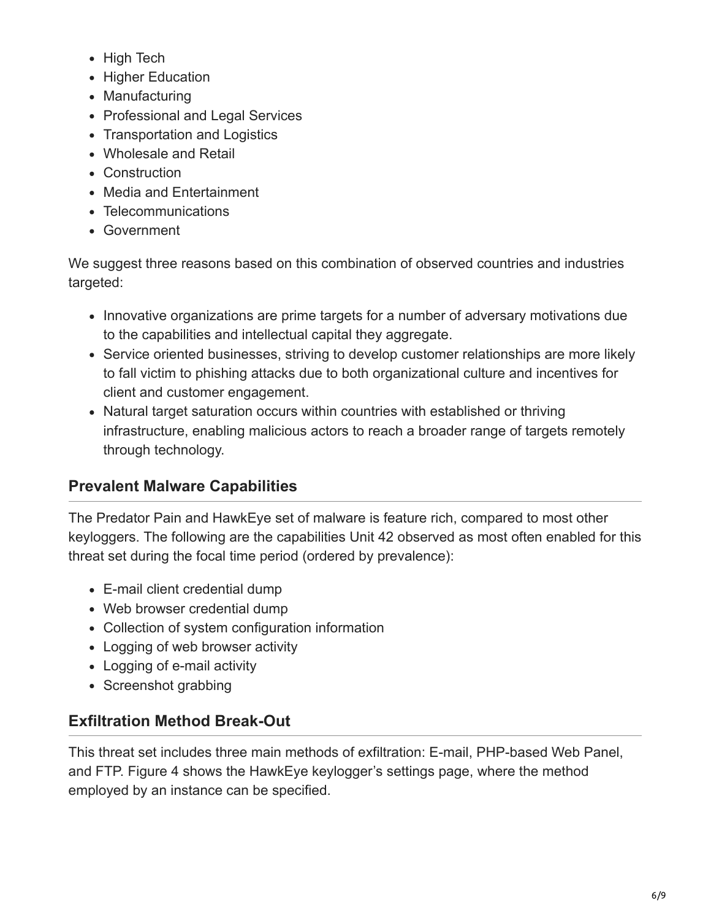- High Tech
- Higher Education
- Manufacturing
- Professional and Legal Services
- Transportation and Logistics
- Wholesale and Retail
- Construction
- Media and Entertainment
- Telecommunications
- Government

We suggest three reasons based on this combination of observed countries and industries targeted:

- Innovative organizations are prime targets for a number of adversary motivations due to the capabilities and intellectual capital they aggregate.
- Service oriented businesses, striving to develop customer relationships are more likely to fall victim to phishing attacks due to both organizational culture and incentives for client and customer engagement.
- Natural target saturation occurs within countries with established or thriving infrastructure, enabling malicious actors to reach a broader range of targets remotely through technology.

## Prevalent Malware Capabilities

The Predator Pain and HawkEye set of malware is feature rich, compared to most other keyloggers. The following are the capabilities Unit 42 observed as most often enabled for this threat set during the focal time period (ordered by prevalence):

- E-mail client credential dump
- Web browser credential dump
- Collection of system configuration information
- Logging of web browser activity
- Logging of e-mail activity
- Screenshot grabbing

## Exfiltration Method Break-Out

This threat set includes three main methods of exfiltration: E-mail, PHP-based Web Panel, and FTP. Figure 4 shows the HawkEye keylogger's settings page, where the method employed by an instance can be specified.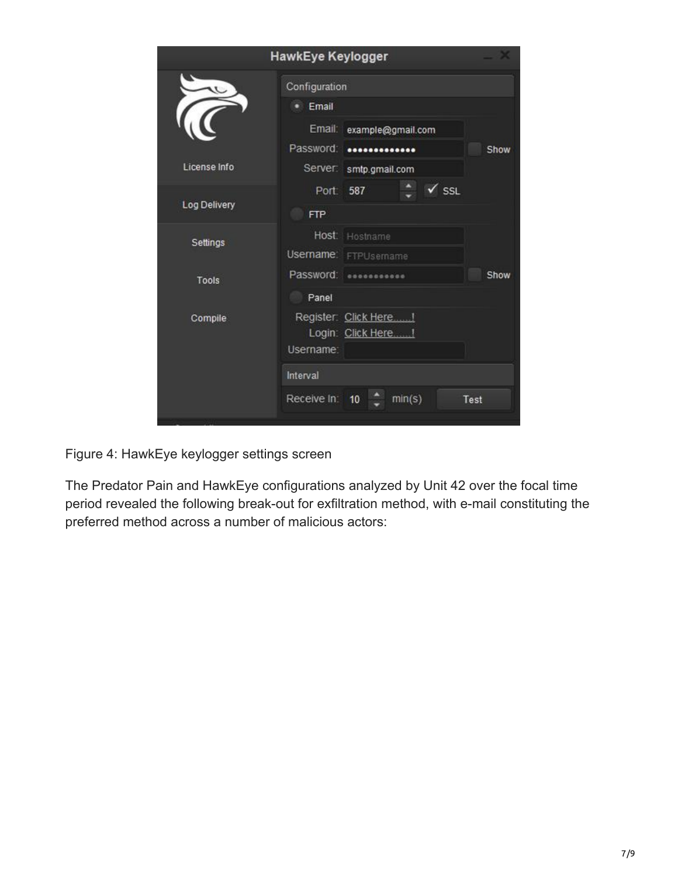Figure 4: HawkEye keylogger settings screen

The Predator Pain and HawkEye configurations analyzed by Unit 42 over the focal time period revealed the following break-out for exfiltration method, with e-mail constituting the preferred method across a number of malicious actors: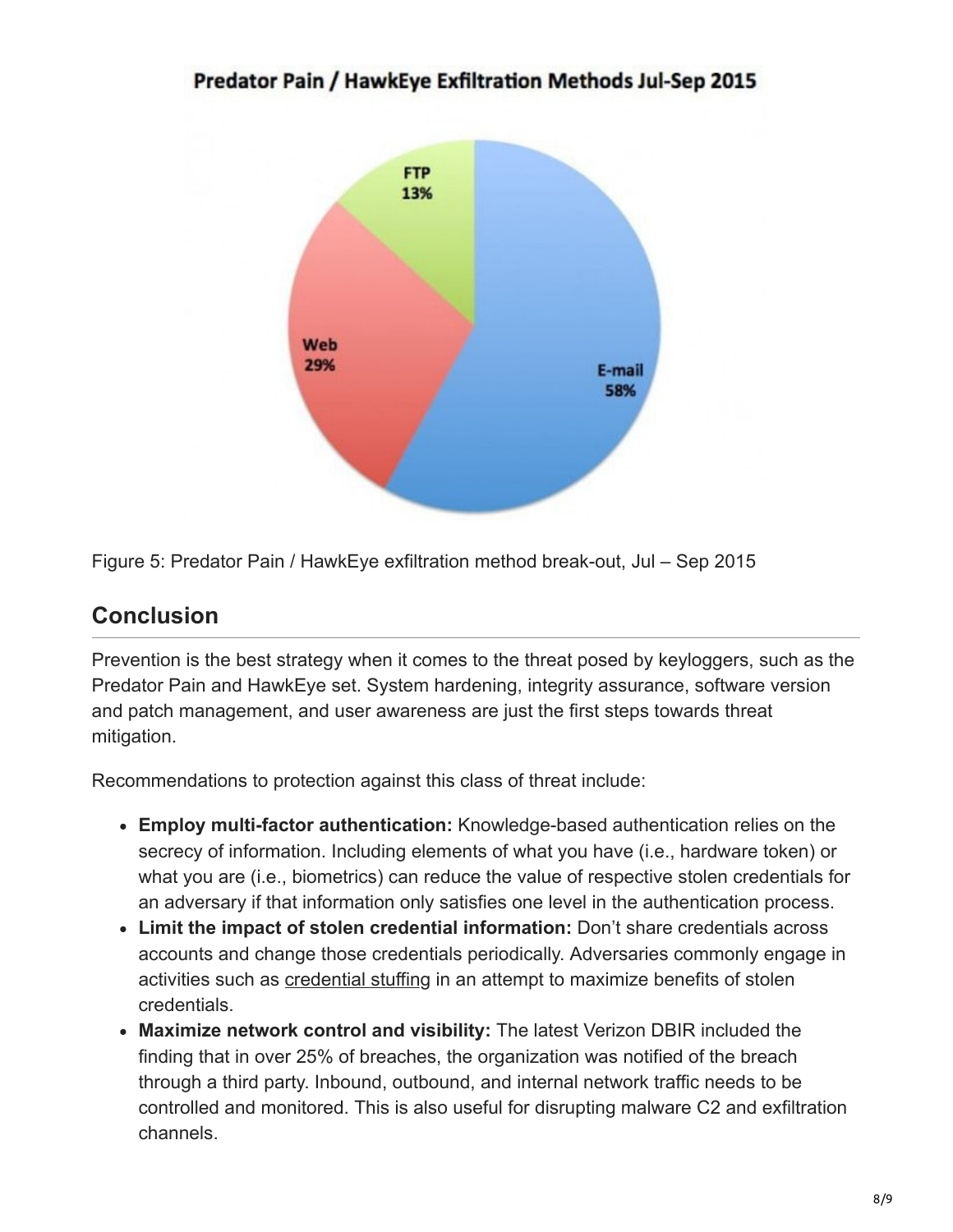Predator Pain / HawkEye Exfiltration Methods Jul-Sep 2015

FTP 13%

Web 29%

E-mail 58%

Figure 5: Predator Pain / HawkEye exfiltration method break-out, Jul – Sep 2015

## Conclusion

Prevention is the best strategy when it comes to the threat posed by keyloggers, such as the Predator Pain and HawkEye set. System hardening, integrity assurance, software version and patch management, and user awareness are just the first steps towards threat mitigation.

Recommendations to protection against this class of threat include:

- **Employ multi-factor authentication:** Knowledge-based authentication relies on the secrecy of information. Including elements of what you have (i.e., hardware token) or what you are (i.e., biometrics) can reduce the value of respective stolen credentials for an adversary if that information only satisfies one level in the authentication process.
- **Limit the impact of stolen credential information:** Don't share credentials across accounts and change those credentials periodically. Adversaries commonly engage in activities such as credential stuffing in an attempt to maximize benefits of stolen credentials.
- **Maximize network control and visibility:** The latest Verizon DBIR included the finding that in over 25% of breaches, the organization was notified of the breach through a third party. Inbound, outbound, and internal network traffic needs to be controlled and monitored. This is also useful for disrupting malware C2 and exfiltration channels.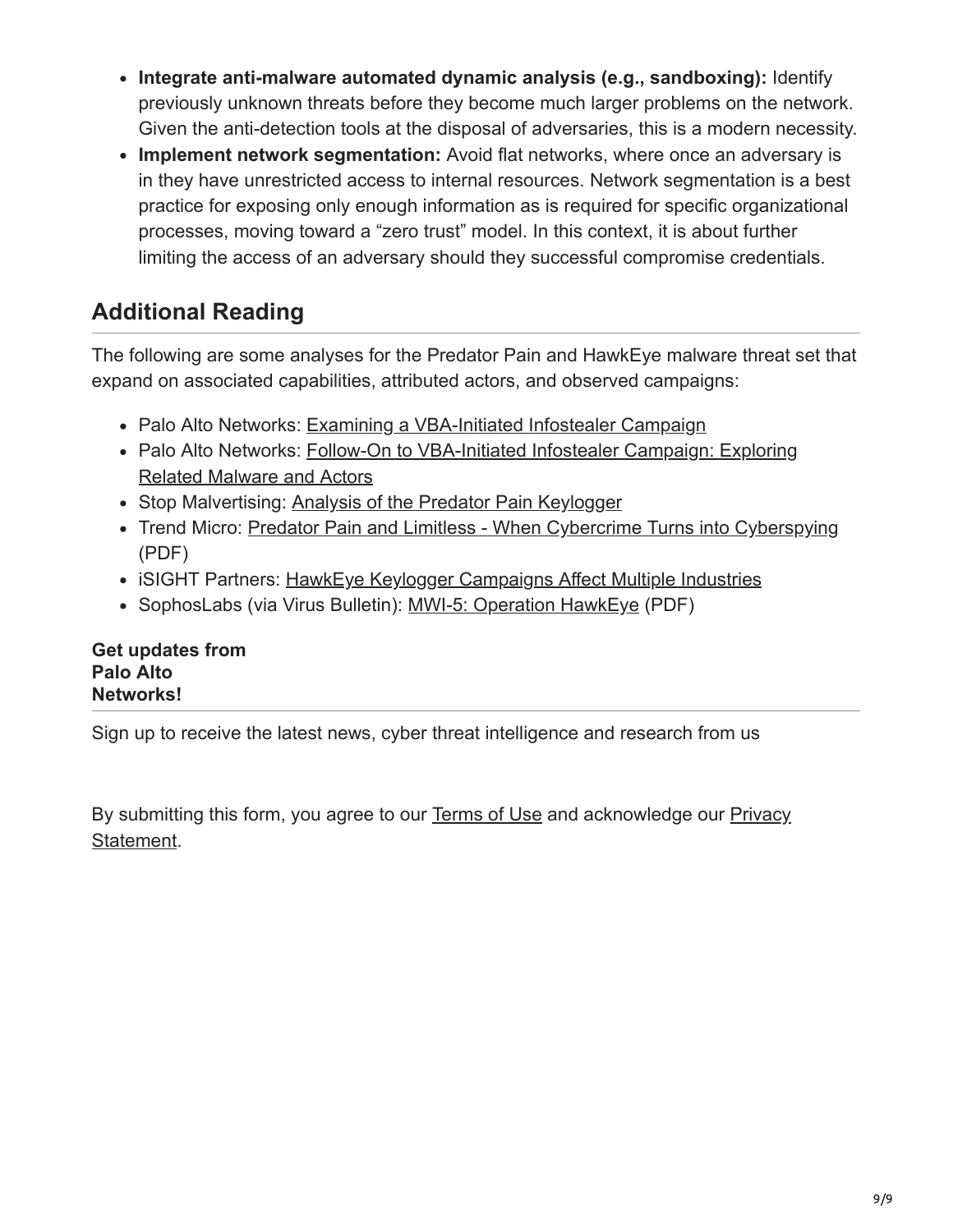- **Integrate anti-malware automated dynamic analysis (e.g., sandboxing):** Identify previously unknown threats before they become much larger problems on the network. Given the anti-detection tools at the disposal of adversaries, this is a modern necessity.
- **Implement network segmentation:** Avoid flat networks, where once an adversary is in they have unrestricted access to internal resources. Network segmentation is a best practice for exposing only enough information as is required for specific organizational processes, moving toward a "zero trust" model. In this context, it is about further limiting the access of an adversary should they successful compromise credentials.

## Additional Reading

The following are some analyses for the Predator Pain and HawkEye malware threat set that expand on associated capabilities, attributed actors, and observed campaigns:

- Palo Alto Networks: Examining a VBA-Initiated Infostealer Campaign
- Palo Alto Networks: Follow-On to VBA-Initiated Infostealer Campaign: Exploring Related Malware and Actors
- Stop Malvertising: Analysis of the Predator Pain Keylogger
- Trend Micro: Predator Pain and Limitless - When Cybercrime Turns into Cyberspying (PDF)
- iSIGHT Partners: HawkEye Keylogger Campaigns Affect Multiple Industries
- SophosLabs (via Virus Bulletin): MWI-5: Operation HawkEye (PDF)

**Get updates from Palo Alto Networks!**

Sign up to receive the latest news, cyber threat intelligence and research from us

By submitting this form, you agree to our Terms of Use and acknowledge our Privacy Statement.